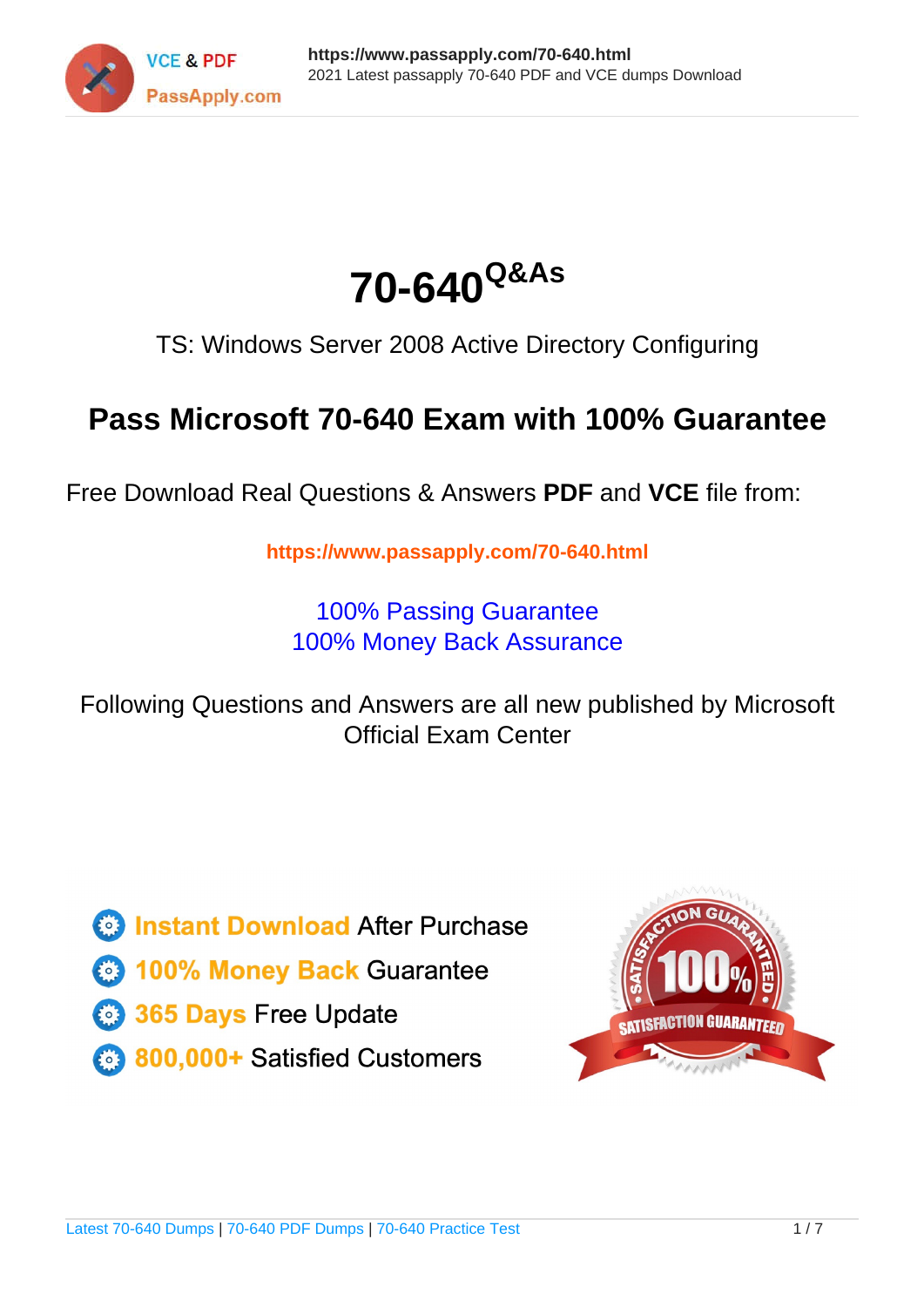# 70-640$^{Q\&As}$

TS: Windows Server 2008 Active Directory Configuring

## Pass Microsoft 70-640 Exam with 100% Guarantee

Free Download Real Questions & Answers **PDF** and **VCE** file from:

**https://www.passapply.com/70-640.html**

100% Passing Guarantee
100% Money Back Assurance

Following Questions and Answers are all new published by Microsoft Official Exam Center

- **Instant Download** After Purchase
- **100% Money Back** Guarantee
- **365 Days** Free Update
- **800,000+** Satisfied Customers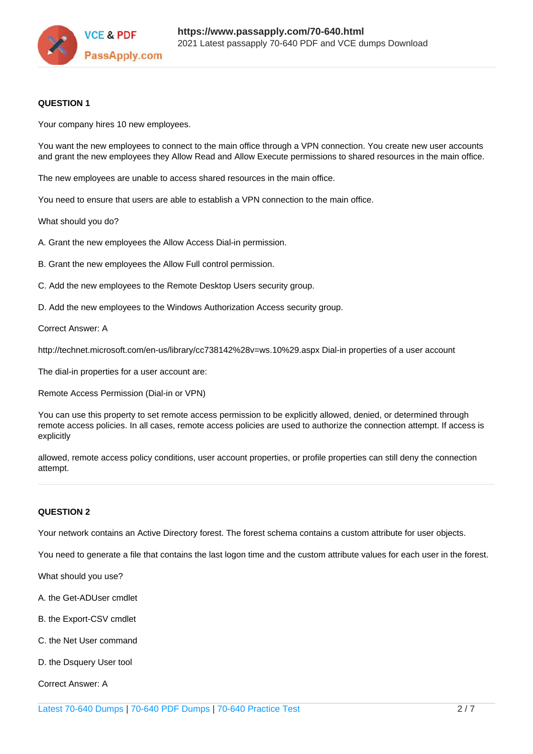**QUESTION 1**

Your company hires 10 new employees.

You want the new employees to connect to the main office through a VPN connection. You create new user accounts and grant the new employees they Allow Read and Allow Execute permissions to shared resources in the main office.

The new employees are unable to access shared resources in the main office.

You need to ensure that users are able to establish a VPN connection to the main office.

What should you do?

A. Grant the new employees the Allow Access Dial-in permission.

B. Grant the new employees the Allow Full control permission.

C. Add the new employees to the Remote Desktop Users security group.

D. Add the new employees to the Windows Authorization Access security group.

Correct Answer: A

http://technet.microsoft.com/en-us/library/cc738142%28v=ws.10%29.aspx Dial-in properties of a user account

The dial-in properties for a user account are:

Remote Access Permission (Dial-in or VPN)

You can use this property to set remote access permission to be explicitly allowed, denied, or determined through remote access policies. In all cases, remote access policies are used to authorize the connection attempt. If access is explicitly

allowed, remote access policy conditions, user account properties, or profile properties can still deny the connection attempt.

---

**QUESTION 2**

Your network contains an Active Directory forest. The forest schema contains a custom attribute for user objects.

You need to generate a file that contains the last logon time and the custom attribute values for each user in the forest.

What should you use?

A. the Get-ADUser cmdlet

B. the Export-CSV cmdlet

C. the Net User command

D. the Dsquery User tool

Correct Answer: A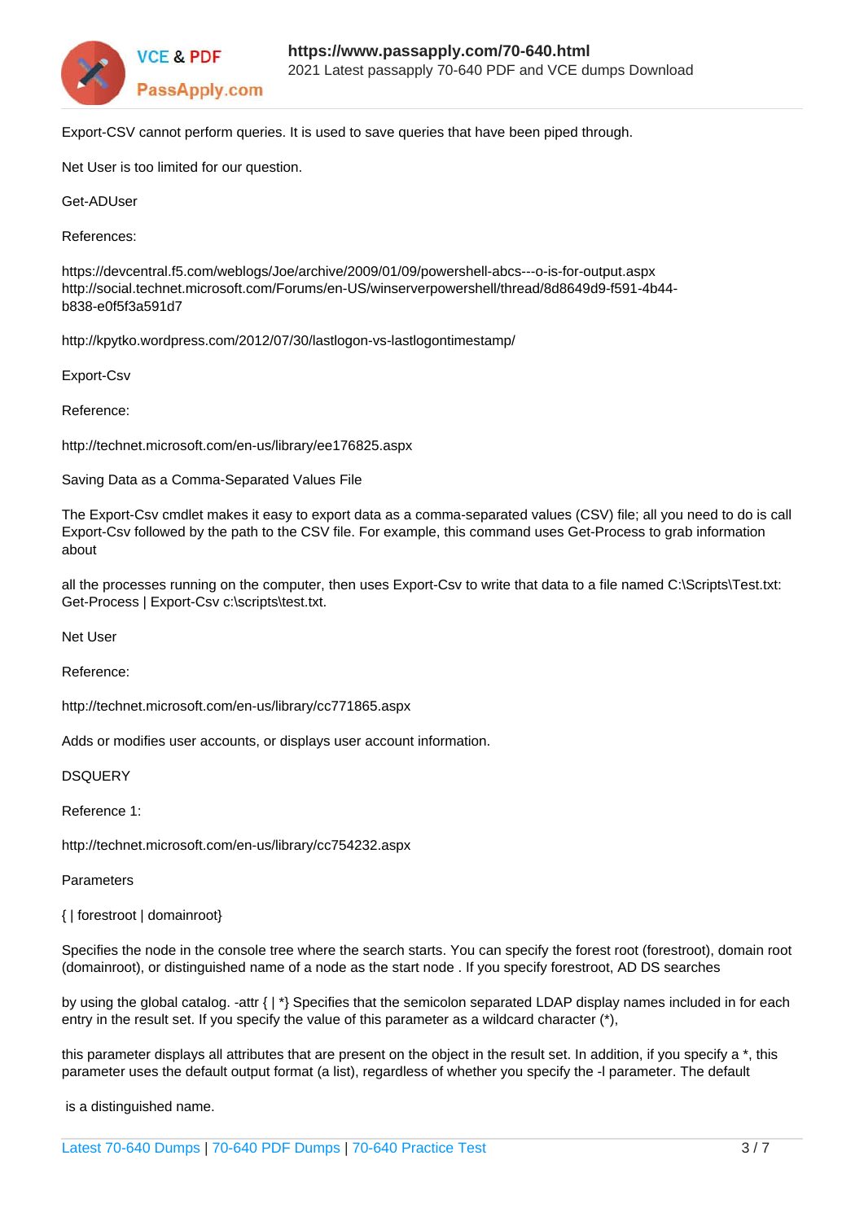Export-CSV cannot perform queries. It is used to save queries that have been piped through.

Net User is too limited for our question.

Get-ADUser

References:

https://devcentral.f5.com/weblogs/Joe/archive/2009/01/09/powershell-abcs---o-is-for-output.aspx
http://social.technet.microsoft.com/Forums/en-US/winserverpowershell/thread/8d8649d9-f591-4b44-b838-e0f5f3a591d7

http://kpytko.wordpress.com/2012/07/30/lastlogon-vs-lastlogontimestamp/

Export-Csv

Reference:

http://technet.microsoft.com/en-us/library/ee176825.aspx

Saving Data as a Comma-Separated Values File

The Export-Csv cmdlet makes it easy to export data as a comma-separated values (CSV) file; all you need to do is call Export-Csv followed by the path to the CSV file. For example, this command uses Get-Process to grab information about

all the processes running on the computer, then uses Export-Csv to write that data to a file named C:\Scripts\Test.txt: Get-Process | Export-Csv c:\scripts\test.txt.

Net User

Reference:

http://technet.microsoft.com/en-us/library/cc771865.aspx

Adds or modifies user accounts, or displays user account information.

DSQUERY

Reference 1:

http://technet.microsoft.com/en-us/library/cc754232.aspx

Parameters

{ | forestroot | domainroot}

Specifies the node in the console tree where the search starts. You can specify the forest root (forestroot), domain root (domainroot), or distinguished name of a node as the start node . If you specify forestroot, AD DS searches

by using the global catalog. -attr { | *} Specifies that the semicolon separated LDAP display names included in for each entry in the result set. If you specify the value of this parameter as a wildcard character (*),

this parameter displays all attributes that are present on the object in the result set. In addition, if you specify a *, this parameter uses the default output format (a list), regardless of whether you specify the -l parameter. The default

is a distinguished name.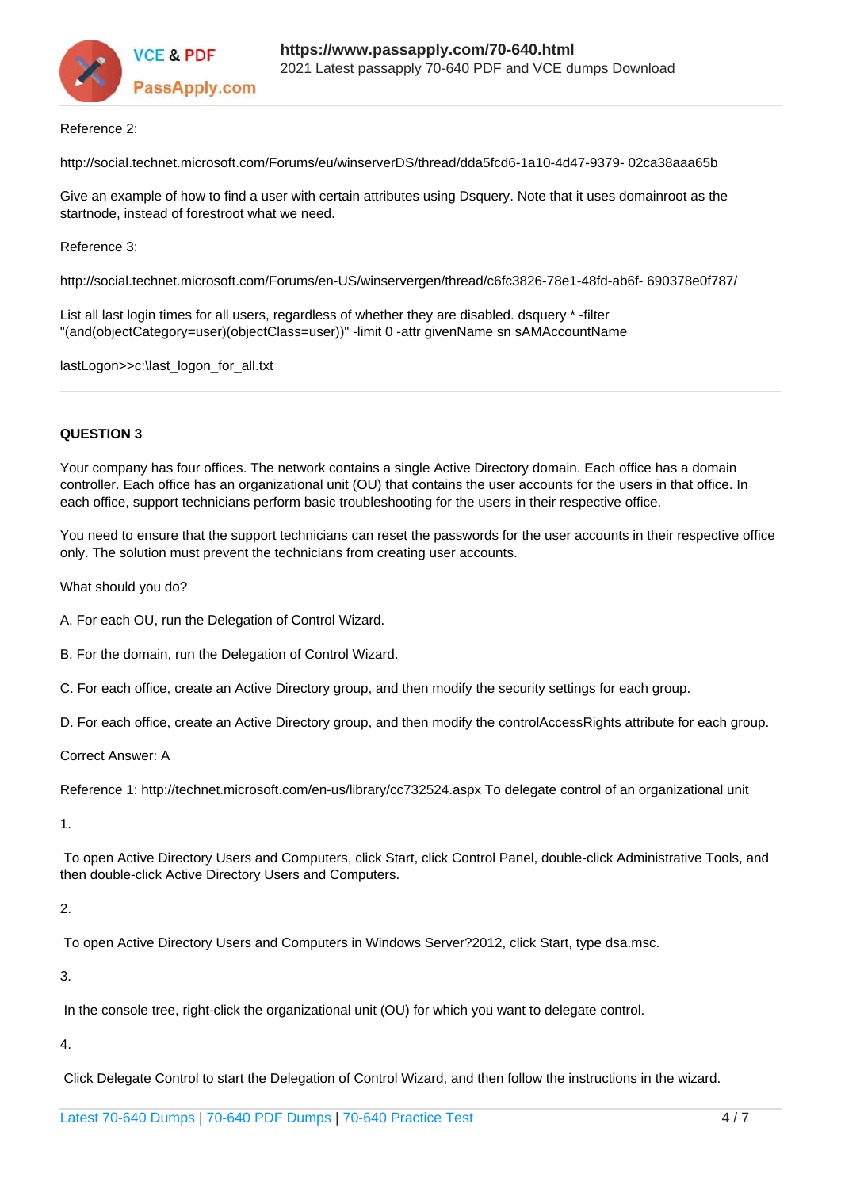Reference 2:

http://social.technet.microsoft.com/Forums/eu/winserverDS/thread/dda5fcd6-1a10-4d47-9379- 02ca38aaa65b

Give an example of how to find a user with certain attributes using Dsquery. Note that it uses domainroot as the startnode, instead of forestroot what we need.

Reference 3:

http://social.technet.microsoft.com/Forums/en-US/winservergen/thread/c6fc3826-78e1-48fd-ab6f- 690378e0f787/

List all last login times for all users, regardless of whether they are disabled. dsquery * -filter "(and(objectCategory=user)(objectClass=user))" -limit 0 -attr givenName sn sAMAccountName

lastLogon>>c:\last_logon_for_all.txt

**QUESTION 3**

Your company has four offices. The network contains a single Active Directory domain. Each office has a domain controller. Each office has an organizational unit (OU) that contains the user accounts for the users in that office. In each office, support technicians perform basic troubleshooting for the users in their respective office.

You need to ensure that the support technicians can reset the passwords for the user accounts in their respective office only. The solution must prevent the technicians from creating user accounts.

What should you do?

A. For each OU, run the Delegation of Control Wizard.

B. For the domain, run the Delegation of Control Wizard.

C. For each office, create an Active Directory group, and then modify the security settings for each group.

D. For each office, create an Active Directory group, and then modify the controlAccessRights attribute for each group.

Correct Answer: A

Reference 1: http://technet.microsoft.com/en-us/library/cc732524.aspx To delegate control of an organizational unit

1.

To open Active Directory Users and Computers, click Start, click Control Panel, double-click Administrative Tools, and then double-click Active Directory Users and Computers.

2.

To open Active Directory Users and Computers in Windows Server?2012, click Start, type dsa.msc.

3.

In the console tree, right-click the organizational unit (OU) for which you want to delegate control.

4.

Click Delegate Control to start the Delegation of Control Wizard, and then follow the instructions in the wizard.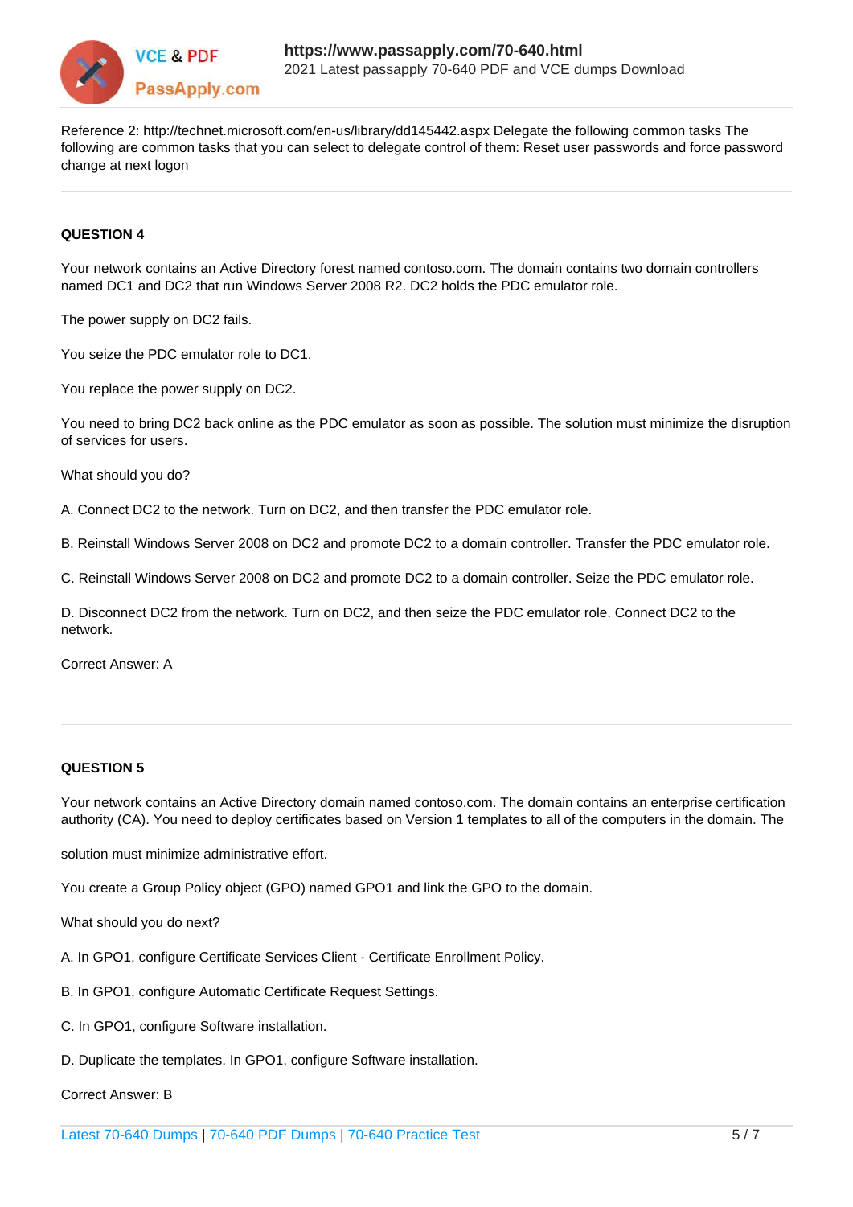Reference 2: http://technet.microsoft.com/en-us/library/dd145442.aspx Delegate the following common tasks The following are common tasks that you can select to delegate control of them: Reset user passwords and force password change at next logon

---

**QUESTION 4**

Your network contains an Active Directory forest named contoso.com. The domain contains two domain controllers named DC1 and DC2 that run Windows Server 2008 R2. DC2 holds the PDC emulator role.

The power supply on DC2 fails.

You seize the PDC emulator role to DC1.

You replace the power supply on DC2.

You need to bring DC2 back online as the PDC emulator as soon as possible. The solution must minimize the disruption of services for users.

What should you do?

A. Connect DC2 to the network. Turn on DC2, and then transfer the PDC emulator role.

B. Reinstall Windows Server 2008 on DC2 and promote DC2 to a domain controller. Transfer the PDC emulator role.

C. Reinstall Windows Server 2008 on DC2 and promote DC2 to a domain controller. Seize the PDC emulator role.

D. Disconnect DC2 from the network. Turn on DC2, and then seize the PDC emulator role. Connect DC2 to the network.

Correct Answer: A

---

**QUESTION 5**

Your network contains an Active Directory domain named contoso.com. The domain contains an enterprise certification authority (CA). You need to deploy certificates based on Version 1 templates to all of the computers in the domain. The

solution must minimize administrative effort.

You create a Group Policy object (GPO) named GPO1 and link the GPO to the domain.

What should you do next?

A. In GPO1, configure Certificate Services Client - Certificate Enrollment Policy.

B. In GPO1, configure Automatic Certificate Request Settings.

C. In GPO1, configure Software installation.

D. Duplicate the templates. In GPO1, configure Software installation.

Correct Answer: B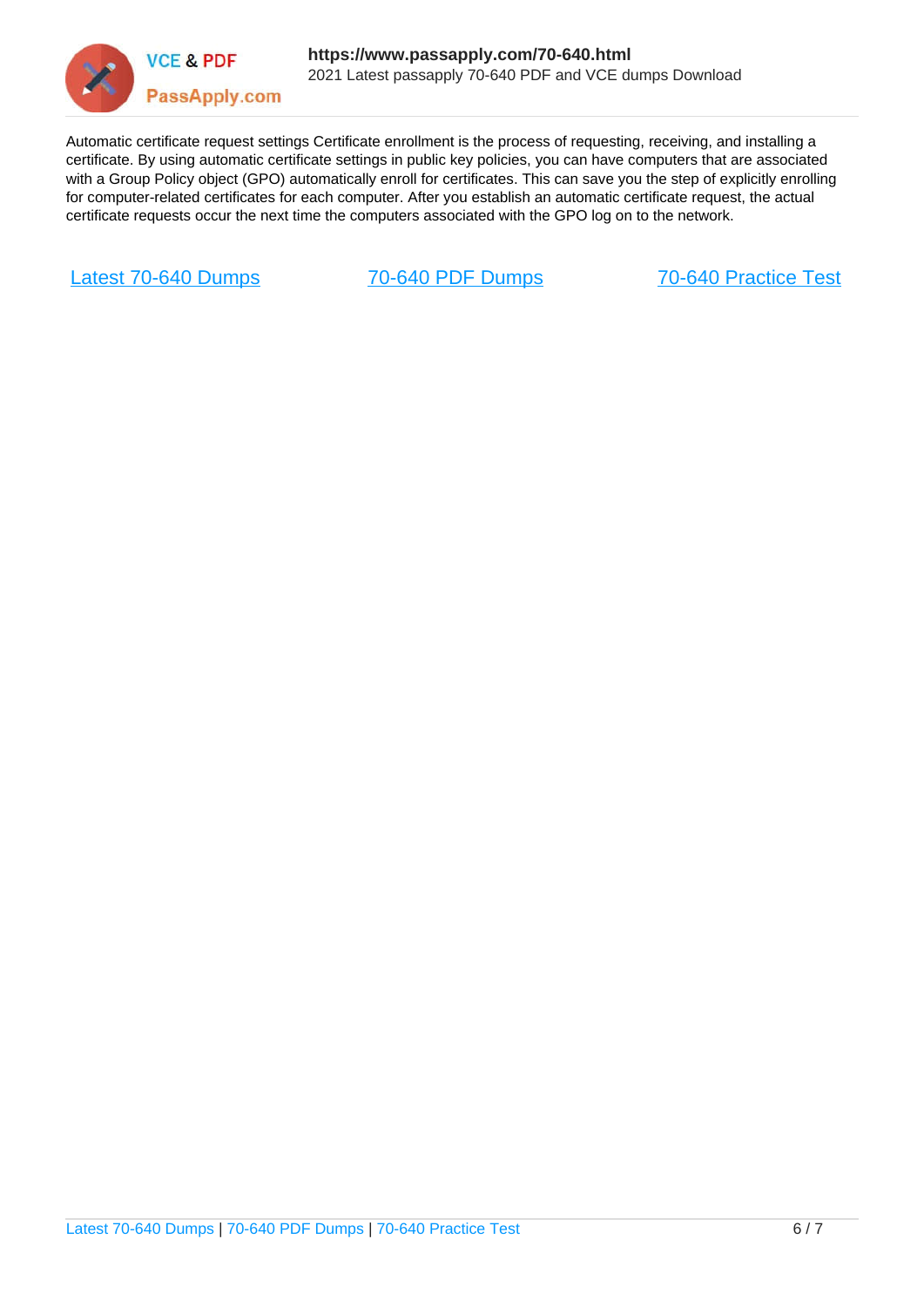Automatic certificate request settings Certificate enrollment is the process of requesting, receiving, and installing a certificate. By using automatic certificate settings in public key policies, you can have computers that are associated with a Group Policy object (GPO) automatically enroll for certificates. This can save you the step of explicitly enrolling for computer-related certificates for each computer. After you establish an automatic certificate request, the actual certificate requests occur the next time the computers associated with the GPO log on to the network.

[Latest 70-640 Dumps](https://www.passapply.com/70-640.html) [70-640 PDF Dumps](https://www.passapply.com/70-640.html) [70-640 Practice Test](https://www.passapply.com/70-640.html)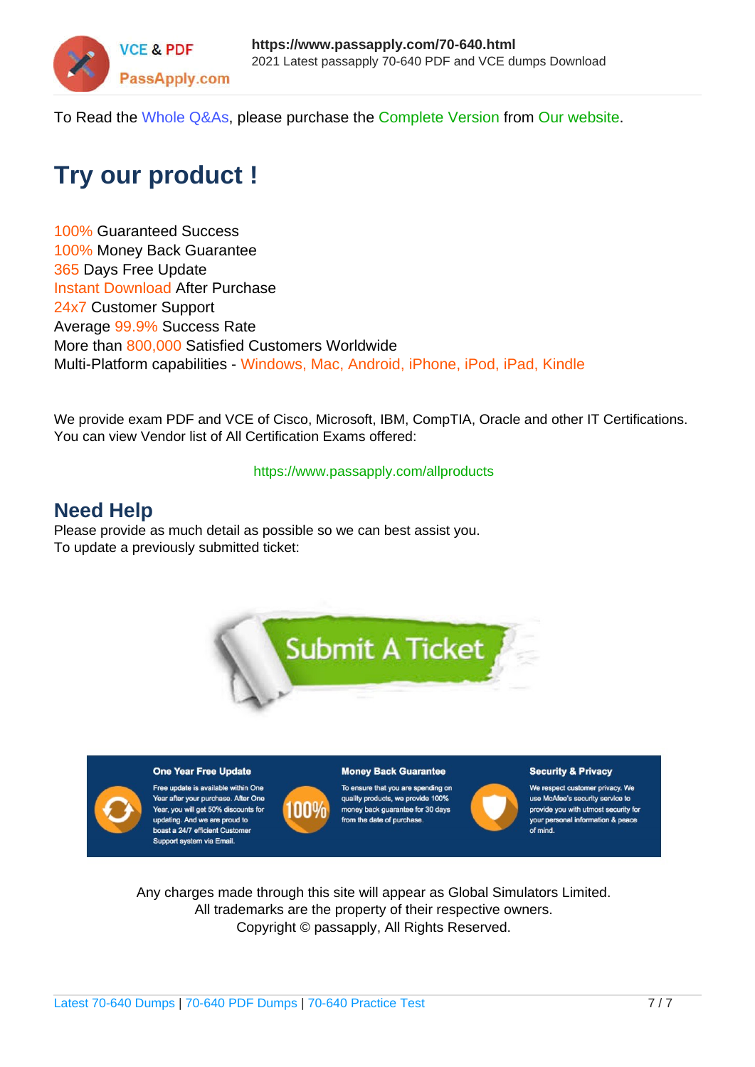To Read the Whole Q&As, please purchase the Complete Version from Our website.

# Try our product !

100% Guaranteed Success
100% Money Back Guarantee
365 Days Free Update
Instant Download After Purchase
24x7 Customer Support
Average 99.9% Success Rate
More than 800,000 Satisfied Customers Worldwide
Multi-Platform capabilities - Windows, Mac, Android, iPhone, iPod, iPad, Kindle

We provide exam PDF and VCE of Cisco, Microsoft, IBM, CompTIA, Oracle and other IT Certifications.
You can view Vendor list of All Certification Exams offered:

https://www.passapply.com/allproducts

## Need Help

Please provide as much detail as possible so we can best assist you.
To update a previously submitted ticket:

Submit A Ticket

**One Year Free Update**
Free update is available within One Year after your purchase. After One Year, you will get 50% discounts for updating. And we are proud to boast a 24/7 efficient Customer Support system via Email.

**Money Back Guarantee**
To ensure that you are spending on quality products, we provide 100% money back guarantee for 30 days from the date of purchase.

**Security & Privacy**
We respect customer privacy. We use McAfee's security service to provide you with utmost security for your personal information & peace of mind.

Any charges made through this site will appear as Global Simulators Limited.
All trademarks are the property of their respective owners.
Copyright © passapply, All Rights Reserved.